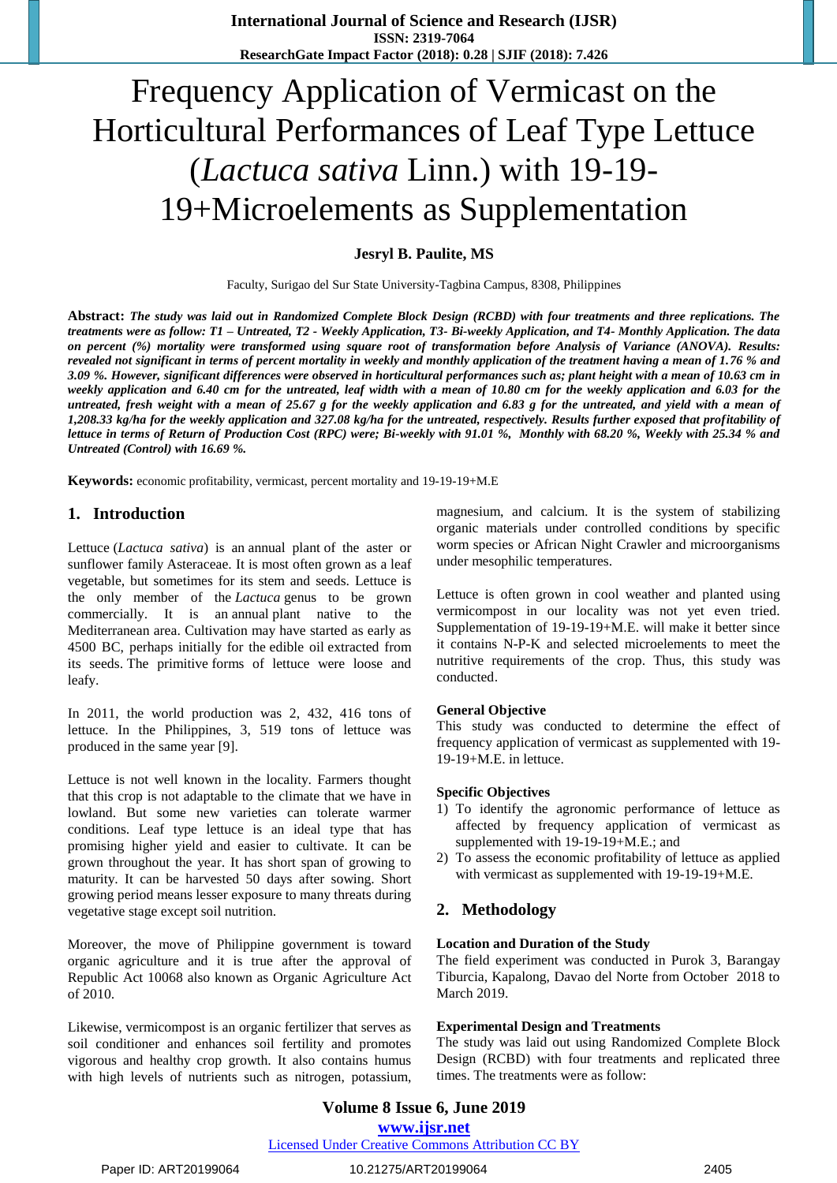# Frequency Application of Vermicast on the Horticultural Performances of Leaf Type Lettuce (*Lactuca sativa* Linn.) with 19-19-19+Microelements as Supplementation

**Jesryl B. Paulite, MS**

Faculty, Surigao del Sur State University-Tagbina Campus, 8308, Philippines

**Abstract:** ***The study was laid out in Randomized Complete Block Design (RCBD) with four treatments and three replications. The treatments were as follow: T1 – Untreated, T2 - Weekly Application, T3- Bi-weekly Application, and T4- Monthly Application. The data on percent (%) mortality were transformed using square root of transformation before Analysis of Variance (ANOVA). Results: revealed not significant in terms of percent mortality in weekly and monthly application of the treatment having a mean of 1.76 % and 3.09 %. However, significant differences were observed in horticultural performances such as; plant height with a mean of 10.63 cm in weekly application and 6.40 cm for the untreated, leaf width with a mean of 10.80 cm for the weekly application and 6.03 for the untreated, fresh weight with a mean of 25.67 g for the weekly application and 6.83 g for the untreated, and yield with a mean of 1,208.33 kg/ha for the weekly application and 327.08 kg/ha for the untreated, respectively. Results further exposed that profitability of lettuce in terms of Return of Production Cost (RPC) were; Bi-weekly with 91.01 %, Monthly with 68.20 %, Weekly with 25.34 % and Untreated (Control) with 16.69 %.***

**Keywords:** economic profitability, vermicast, percent mortality and 19-19-19+M.E

## 1. Introduction

Lettuce (*Lactuca sativa*) is an annual plant of the aster or sunflower family Asteraceae. It is most often grown as a leaf vegetable, but sometimes for its stem and seeds. Lettuce is the only member of the *Lactuca* genus to be grown commercially. It is an annual plant native to the Mediterranean area. Cultivation may have started as early as 4500 BC, perhaps initially for the edible oil extracted from its seeds. The primitive forms of lettuce were loose and leafy.

In 2011, the world production was 2, 432, 416 tons of lettuce. In the Philippines, 3, 519 tons of lettuce was produced in the same year [9].

Lettuce is not well known in the locality. Farmers thought that this crop is not adaptable to the climate that we have in lowland. But some new varieties can tolerate warmer conditions. Leaf type lettuce is an ideal type that has promising higher yield and easier to cultivate. It can be grown throughout the year. It has short span of growing to maturity. It can be harvested 50 days after sowing. Short growing period means lesser exposure to many threats during vegetative stage except soil nutrition.

Moreover, the move of Philippine government is toward organic agriculture and it is true after the approval of Republic Act 10068 also known as Organic Agriculture Act of 2010.

Likewise, vermicompost is an organic fertilizer that serves as soil conditioner and enhances soil fertility and promotes vigorous and healthy crop growth. It also contains humus with high levels of nutrients such as nitrogen, potassium, magnesium, and calcium. It is the system of stabilizing organic materials under controlled conditions by specific worm species or African Night Crawler and microorganisms under mesophilic temperatures.

Lettuce is often grown in cool weather and planted using vermicompost in our locality was not yet even tried. Supplementation of 19-19-19+M.E. will make it better since it contains N-P-K and selected microelements to meet the nutritive requirements of the crop. Thus, this study was conducted.

**General Objective**

This study was conducted to determine the effect of frequency application of vermicast as supplemented with 19-19-19+M.E. in lettuce.

**Specific Objectives**

1) To identify the agronomic performance of lettuce as affected by frequency application of vermicast as supplemented with 19-19-19+M.E.; and
2) To assess the economic profitability of lettuce as applied with vermicast as supplemented with 19-19-19+M.E.

## 2. Methodology

**Location and Duration of the Study**

The field experiment was conducted in Purok 3, Barangay Tiburcia, Kapalong, Davao del Norte from October 2018 to March 2019.

**Experimental Design and Treatments**

The study was laid out using Randomized Complete Block Design (RCBD) with four treatments and replicated three times. The treatments were as follow: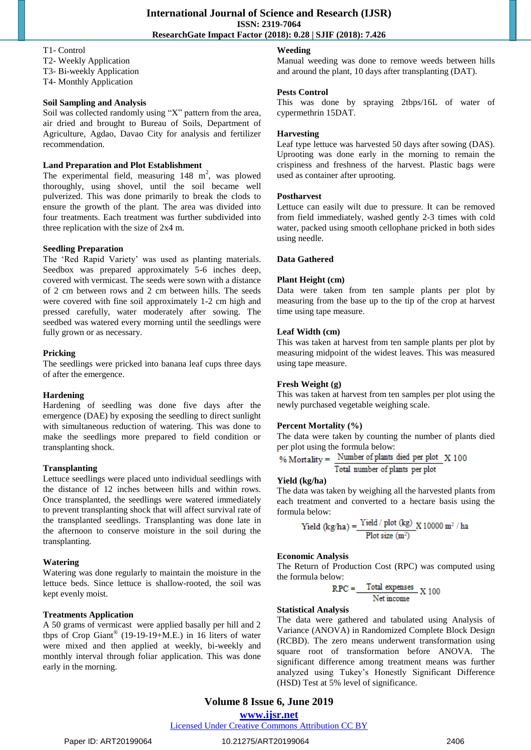T1- Control
T2- Weekly Application
T3- Bi-weekly Application
T4- Monthly Application

**Soil Sampling and Analysis**

Soil was collected randomly using "X" pattern from the area, air dried and brought to Bureau of Soils, Department of Agriculture, Agdao, Davao City for analysis and fertilizer recommendation.

**Land Preparation and Plot Establishment**

The experimental field, measuring 148 $m^2$, was plowed thoroughly, using shovel, until the soil became well pulverized. This was done primarily to break the clods to ensure the growth of the plant. The area was divided into four treatments. Each treatment was further subdivided into three replication with the size of 2x4 m.

**Seedling Preparation**

The 'Red Rapid Variety' was used as planting materials. Seedbox was prepared approximately 5-6 inches deep, covered with vermicast. The seeds were sown with a distance of 2 cm between rows and 2 cm between hills. The seeds were covered with fine soil approximately 1-2 cm high and pressed carefully, water moderately after sowing. The seedbed was watered every morning until the seedlings were fully grown or as necessary.

**Pricking**

The seedlings were pricked into banana leaf cups three days of after the emergence.

**Hardening**

Hardening of seedling was done five days after the emergence (DAE) by exposing the seedling to direct sunlight with simultaneous reduction of watering. This was done to make the seedlings more prepared to field condition or transplanting shock.

**Transplanting**

Lettuce seedlings were placed unto individual seedlings with the distance of 12 inches between hills and within rows. Once transplanted, the seedlings were watered immediately to prevent transplanting shock that will affect survival rate of the transplanted seedlings. Transplanting was done late in the afternoon to conserve moisture in the soil during the transplanting.

**Watering**

Watering was done regularly to maintain the moisture in the lettuce beds. Since lettuce is shallow-rooted, the soil was kept evenly moist.

**Treatments Application**

A 50 grams of vermicast were applied basally per hill and 2 tbps of Crop Giant® (19-19-19+M.E.) in 16 liters of water were mixed and then applied at weekly, bi-weekly and monthly interval through foliar application. This was done early in the morning.

**Weeding**

Manual weeding was done to remove weeds between hills and around the plant, 10 days after transplanting (DAT).

**Pests Control**

This was done by spraying 2tbps/16L of water of cypermethrin 15DAT.

**Harvesting**

Leaf type lettuce was harvested 50 days after sowing (DAS). Uprooting was done early in the morning to remain the crispiness and freshness of the harvest. Plastic bags were used as container after uprooting.

**Postharvest**

Lettuce can easily wilt due to pressure. It can be removed from field immediately, washed gently 2-3 times with cold water, packed using smooth cellophane pricked in both sides using needle.

**Data Gathered**

**Plant Height (cm)**

Data were taken from ten sample plants per plot by measuring from the base up to the tip of the crop at harvest time using tape measure.

**Leaf Width (cm)**

This was taken at harvest from ten sample plants per plot by measuring midpoint of the widest leaves. This was measured using tape measure.

**Fresh Weight (g)**

This was taken at harvest from ten samples per plot using the newly purchased vegetable weighing scale.

**Percent Mortality (%)**

The data were taken by counting the number of plants died per plot using the formula below:

$$\% \text{ Mortality} = \frac{\text{Number of plants died per plot}}{\text{Total number of plants per plot}} \text{ X } 100$$

**Yield (kg/ha)**

The data was taken by weighing all the harvested plants from each treatment and converted to a hectare basis using the formula below:

$$\text{Yield (kg/ha)} = \frac{\text{Yield / plot (kg)}}{\text{Plot size } (m^2)} \text{ X } 10000 \text{ } m^2 \text{ / ha}$$

**Economic Analysis**

The Return of Production Cost (RPC) was computed using the formula below:

$$\text{RPC} = \frac{\text{Total expenses}}{\text{Net income}} \text{ X } 100$$

**Statistical Analysis**

The data were gathered and tabulated using Analysis of Variance (ANOVA) in Randomized Complete Block Design (RCBD). The zero means underwent transformation using square root of transformation before ANOVA. The significant difference among treatment means was further analyzed using Tukey's Honestly Significant Difference (HSD) Test at 5% level of significance.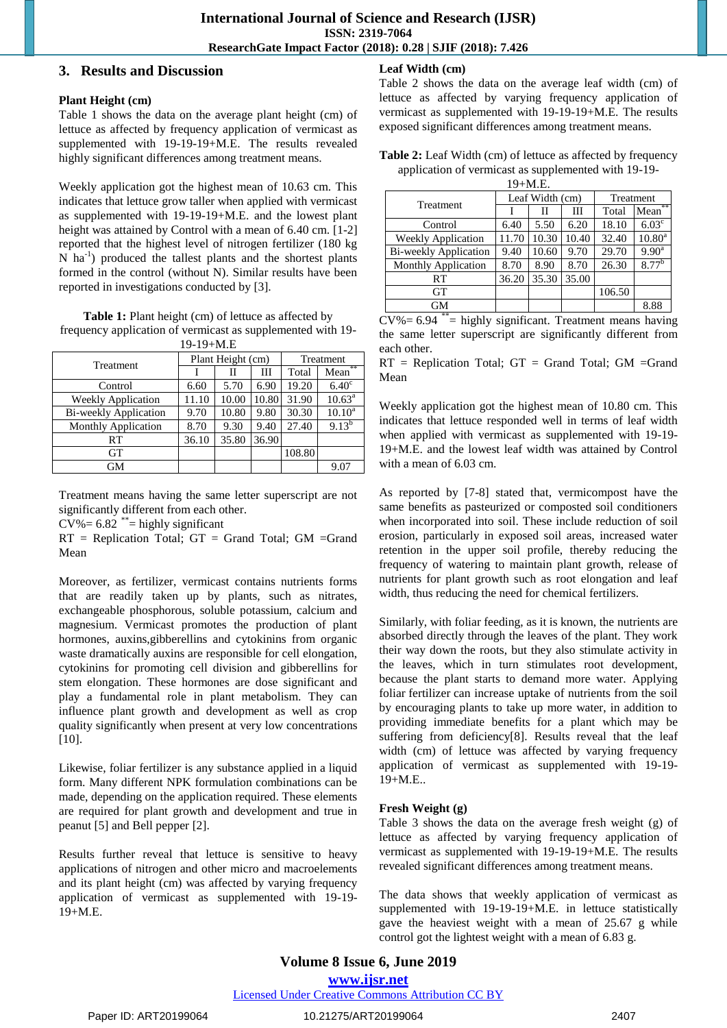## 3. Results and Discussion

### Plant Height (cm)

Table 1 shows the data on the average plant height (cm) of lettuce as affected by frequency application of vermicast as supplemented with 19-19-19+M.E. The results revealed highly significant differences among treatment means.

Weekly application got the highest mean of 10.63 cm. This indicates that lettuce grow taller when applied with vermicast as supplemented with 19-19-19+M.E. and the lowest plant height was attained by Control with a mean of 6.40 cm. [1-2] reported that the highest level of nitrogen fertilizer (180 kg N ha[-1]) produced the tallest plants and the shortest plants formed in the control (without N). Similar results have been reported in investigations conducted by [3].

**Table 1:** Plant height (cm) of lettuce as affected by frequency application of vermicast as supplemented with 19-19-19+M.E

| Treatment | Plant Height (cm) | | | Treatment | |
|---|---|---|---|---|---|
| | I | II | III | Total | Mean** |
| Control | 6.60 | 5.70 | 6.90 | 19.20 | 6.40c |
| Weekly Application | 11.10 | 10.00 | 10.80 | 31.90 | 10.63a |
| Bi-weekly Application | 9.70 | 10.80 | 9.80 | 30.30 | 10.10a |
| Monthly Application | 8.70 | 9.30 | 9.40 | 27.40 | 9.13b |
| RT | 36.10 | 35.80 | 36.90 | | |
| GT | | | | 108.80 | |
| GM | | | | | 9.07 |

Treatment means having the same letter superscript are not significantly different from each other.
CV%= 6.82 **= highly significant
RT = Replication Total; GT = Grand Total; GM =Grand Mean

Moreover, as fertilizer, vermicast contains nutrients forms that are readily taken up by plants, such as nitrates, exchangeable phosphorous, soluble potassium, calcium and magnesium. Vermicast promotes the production of plant hormones, auxins,gibberellins and cytokinins from organic waste dramatically auxins are responsible for cell elongation, cytokinins for promoting cell division and gibberellins for stem elongation. These hormones are dose significant and play a fundamental role in plant metabolism. They can influence plant growth and development as well as crop quality significantly when present at very low concentrations [10].

Likewise, foliar fertilizer is any substance applied in a liquid form. Many different NPK formulation combinations can be made, depending on the application required. These elements are required for plant growth and development and true in peanut [5] and Bell pepper [2].

Results further reveal that lettuce is sensitive to heavy applications of nitrogen and other micro and macroelements and its plant height (cm) was affected by varying frequency application of vermicast as supplemented with 19-19-19+M.E.

### Leaf Width (cm)

Table 2 shows the data on the average leaf width (cm) of lettuce as affected by varying frequency application of vermicast as supplemented with 19-19-19+M.E. The results exposed significant differences among treatment means.

**Table 2:** Leaf Width (cm) of lettuce as affected by frequency application of vermicast as supplemented with 19-19-19+M.E.

| Treatment | Leaf Width (cm) | | | Treatment | |
|---|---|---|---|---|---|
| | I | II | III | Total | Mean** |
| Control | 6.40 | 5.50 | 6.20 | 18.10 | 6.03c |
| Weekly Application | 11.70 | 10.30 | 10.40 | 32.40 | 10.80a |
| Bi-weekly Application | 9.40 | 10.60 | 9.70 | 29.70 | 9.90a |
| Monthly Application | 8.70 | 8.90 | 8.70 | 26.30 | 8.77b |
| RT | 36.20 | 35.30 | 35.00 | | |
| GT | | | | 106.50 | |
| GM | | | | | 8.88 |

CV%= 6.94 **= highly significant. Treatment means having the same letter superscript are significantly different from each other.
RT = Replication Total; GT = Grand Total; GM =Grand Mean

Weekly application got the highest mean of 10.80 cm. This indicates that lettuce responded well in terms of leaf width when applied with vermicast as supplemented with 19-19-19+M.E. and the lowest leaf width was attained by Control with a mean of 6.03 cm.

As reported by [7-8] stated that, vermicompost have the same benefits as pasteurized or composted soil conditioners when incorporated into soil. These include reduction of soil erosion, particularly in exposed soil areas, increased water retention in the upper soil profile, thereby reducing the frequency of watering to maintain plant growth, release of nutrients for plant growth such as root elongation and leaf width, thus reducing the need for chemical fertilizers.

Similarly, with foliar feeding, as it is known, the nutrients are absorbed directly through the leaves of the plant. They work their way down the roots, but they also stimulate activity in the leaves, which in turn stimulates root development, because the plant starts to demand more water. Applying foliar fertilizer can increase uptake of nutrients from the soil by encouraging plants to take up more water, in addition to providing immediate benefits for a plant which may be suffering from deficiency[8]. Results reveal that the leaf width (cm) of lettuce was affected by varying frequency application of vermicast as supplemented with 19-19-19+M.E..

### Fresh Weight (g)

Table 3 shows the data on the average fresh weight (g) of lettuce as affected by varying frequency application of vermicast as supplemented with 19-19-19+M.E. The results revealed significant differences among treatment means.

The data shows that weekly application of vermicast as supplemented with 19-19-19+M.E. in lettuce statistically gave the heaviest weight with a mean of 25.67 g while control got the lightest weight with a mean of 6.83 g.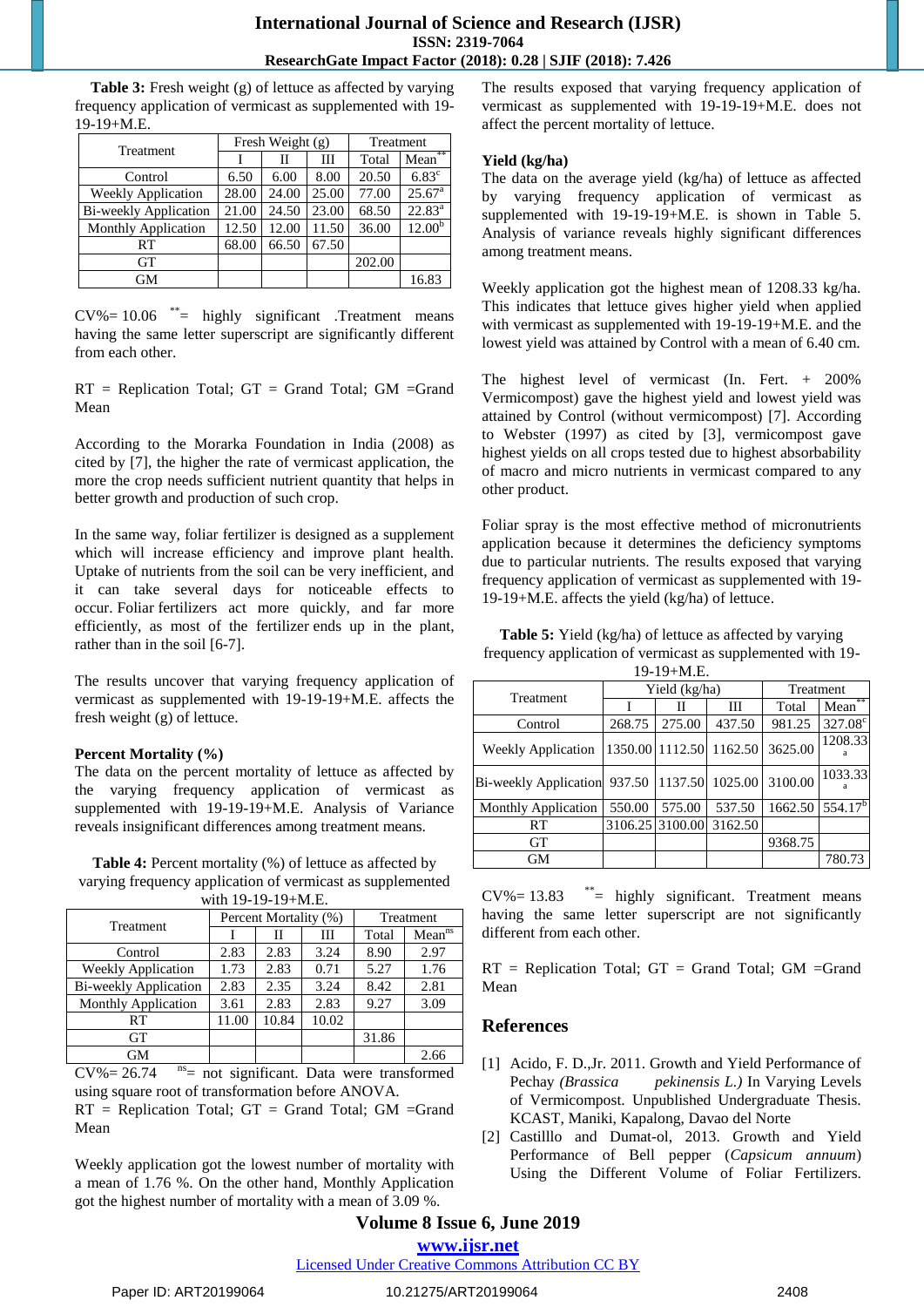**Table 3:** Fresh weight (g) of lettuce as affected by varying frequency application of vermicast as supplemented with 19-19-19+M.E.

| Treatment | Fresh Weight (g) | | | Treatment | |
|---|---|---|---|---|---|
| | I | II | III | Total | Mean** |
| Control | 6.50 | 6.00 | 8.00 | 20.50 | 6.83c |
| Weekly Application | 28.00 | 24.00 | 25.00 | 77.00 | 25.67a |
| Bi-weekly Application | 21.00 | 24.50 | 23.00 | 68.50 | 22.83a |
| Monthly Application | 12.50 | 12.00 | 11.50 | 36.00 | 12.00b |
| RT | 68.00 | 66.50 | 67.50 | | |
| GT | | | | 202.00 | |
| GM | | | | | 16.83 |

CV%= 10.06 ** = highly significant .Treatment means having the same letter superscript are significantly different from each other.

RT = Replication Total; GT = Grand Total; GM =Grand Mean

According to the Morarka Foundation in India (2008) as cited by [7], the higher the rate of vermicast application, the more the crop needs sufficient nutrient quantity that helps in better growth and production of such crop.

In the same way, foliar fertilizer is designed as a supplement which will increase efficiency and improve plant health. Uptake of nutrients from the soil can be very inefficient, and it can take several days for noticeable effects to occur. Foliar fertilizers act more quickly, and far more efficiently, as most of the fertilizer ends up in the plant, rather than in the soil [6-7].

The results uncover that varying frequency application of vermicast as supplemented with 19-19-19+M.E. affects the fresh weight (g) of lettuce.

**Percent Mortality (%)**

The data on the percent mortality of lettuce as affected by the varying frequency application of vermicast as supplemented with 19-19-19+M.E. Analysis of Variance reveals insignificant differences among treatment means.

**Table 4:** Percent mortality (%) of lettuce as affected by varying frequency application of vermicast as supplemented with 19-19-19+M.E.

| Treatment | Percent Mortality (%) | | | Treatment | |
|---|---|---|---|---|---|
| | I | II | III | Total | Mean^ns |
| Control | 2.83 | 2.83 | 3.24 | 8.90 | 2.97 |
| Weekly Application | 1.73 | 2.83 | 0.71 | 5.27 | 1.76 |
| Bi-weekly Application | 2.83 | 2.35 | 3.24 | 8.42 | 2.81 |
| Monthly Application | 3.61 | 2.83 | 2.83 | 9.27 | 3.09 |
| RT | 11.00 | 10.84 | 10.02 | | |
| GT | | | | 31.86 | |
| GM | | | | | 2.66 |

CV%= 26.74 ns= not significant. Data were transformed using square root of transformation before ANOVA.
RT = Replication Total; GT = Grand Total; GM =Grand Mean

Weekly application got the lowest number of mortality with a mean of 1.76 %. On the other hand, Monthly Application got the highest number of mortality with a mean of 3.09 %.

The results exposed that varying frequency application of vermicast as supplemented with 19-19-19+M.E. does not affect the percent mortality of lettuce.

**Yield (kg/ha)**

The data on the average yield (kg/ha) of lettuce as affected by varying frequency application of vermicast as supplemented with 19-19-19+M.E. is shown in Table 5. Analysis of variance reveals highly significant differences among treatment means.

Weekly application got the highest mean of 1208.33 kg/ha. This indicates that lettuce gives higher yield when applied with vermicast as supplemented with 19-19-19+M.E. and the lowest yield was attained by Control with a mean of 6.40 cm.

The highest level of vermicast (In. Fert. + 200% Vermicompost) gave the highest yield and lowest yield was attained by Control (without vermicompost) [7]. According to Webster (1997) as cited by [3], vermicompost gave highest yields on all crops tested due to highest absorbability of macro and micro nutrients in vermicast compared to any other product.

Foliar spray is the most effective method of micronutrients application because it determines the deficiency symptoms due to particular nutrients. The results exposed that varying frequency application of vermicast as supplemented with 19-19-19+M.E. affects the yield (kg/ha) of lettuce.

**Table 5:** Yield (kg/ha) of lettuce as affected by varying frequency application of vermicast as supplemented with 19-19-19+M.E.

| Treatment | Yield (kg/ha) | | | Treatment | |
|---|---|---|---|---|---|
| | I | II | III | Total | Mean** |
| Control | 268.75 | 275.00 | 437.50 | 981.25 | 327.08c |
| Weekly Application | 1350.00 | 1112.50 | 1162.50 | 3625.00 | 1208.33a |
| Bi-weekly Application | 937.50 | 1137.50 | 1025.00 | 3100.00 | 1033.33a |
| Monthly Application | 550.00 | 575.00 | 537.50 | 1662.50 | 554.17b |
| RT | 3106.25 | 3100.00 | 3162.50 | | |
| GT | | | | 9368.75 | |
| GM | | | | | 780.73 |

CV%= 13.83 **= highly significant. Treatment means having the same letter superscript are not significantly different from each other.

RT = Replication Total; GT = Grand Total; GM =Grand Mean

## References

[1] Acido, F. D.,Jr. 2011. Growth and Yield Performance of Pechay *(Brassica pekinensis L.)* In Varying Levels of Vermicompost. Unpublished Undergraduate Thesis. KCAST, Maniki, Kapalong, Davao del Norte

[2] Castilllo and Dumat-ol, 2013. Growth and Yield Performance of Bell pepper (*Capsicum annuum*) Using the Different Volume of Foliar Fertilizers.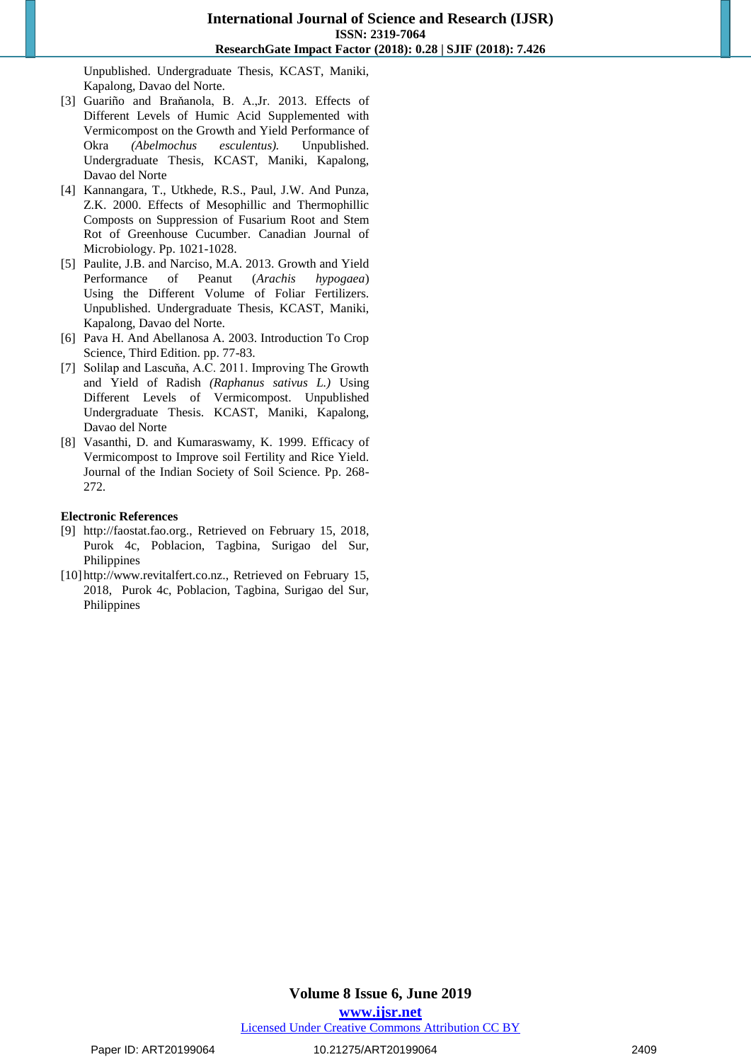Unpublished. Undergraduate Thesis, KCAST, Maniki, Kapalong, Davao del Norte.

[3] Guariño and Brañanola, B. A.,Jr. 2013. Effects of Different Levels of Humic Acid Supplemented with Vermicompost on the Growth and Yield Performance of Okra *(Abelmochus esculentus).* Unpublished. Undergraduate Thesis, KCAST, Maniki, Kapalong, Davao del Norte

[4] Kannangara, T., Utkhede, R.S., Paul, J.W. And Punza, Z.K. 2000. Effects of Mesophillic and Thermophillic Composts on Suppression of Fusarium Root and Stem Rot of Greenhouse Cucumber. Canadian Journal of Microbiology. Pp. 1021-1028.

[5] Paulite, J.B. and Narciso, M.A. 2013. Growth and Yield Performance of Peanut (*Arachis hypogaea*) Using the Different Volume of Foliar Fertilizers. Unpublished. Undergraduate Thesis, KCAST, Maniki, Kapalong, Davao del Norte.

[6] Pava H. And Abellanosa A. 2003. Introduction To Crop Science, Third Edition. pp. 77-83.

[7] Solilap and Lascuňa, A.C. 2011. Improving The Growth and Yield of Radish *(Raphanus sativus L.)* Using Different Levels of Vermicompost. Unpublished Undergraduate Thesis. KCAST, Maniki, Kapalong, Davao del Norte

[8] Vasanthi, D. and Kumaraswamy, K. 1999. Efficacy of Vermicompost to Improve soil Fertility and Rice Yield. Journal of the Indian Society of Soil Science. Pp. 268-272.

**Electronic References**

[9] http://faostat.fao.org., Retrieved on February 15, 2018, Purok 4c, Poblacion, Tagbina, Surigao del Sur, Philippines

[10] http://www.revitalfert.co.nz., Retrieved on February 15, 2018, Purok 4c, Poblacion, Tagbina, Surigao del Sur, Philippines